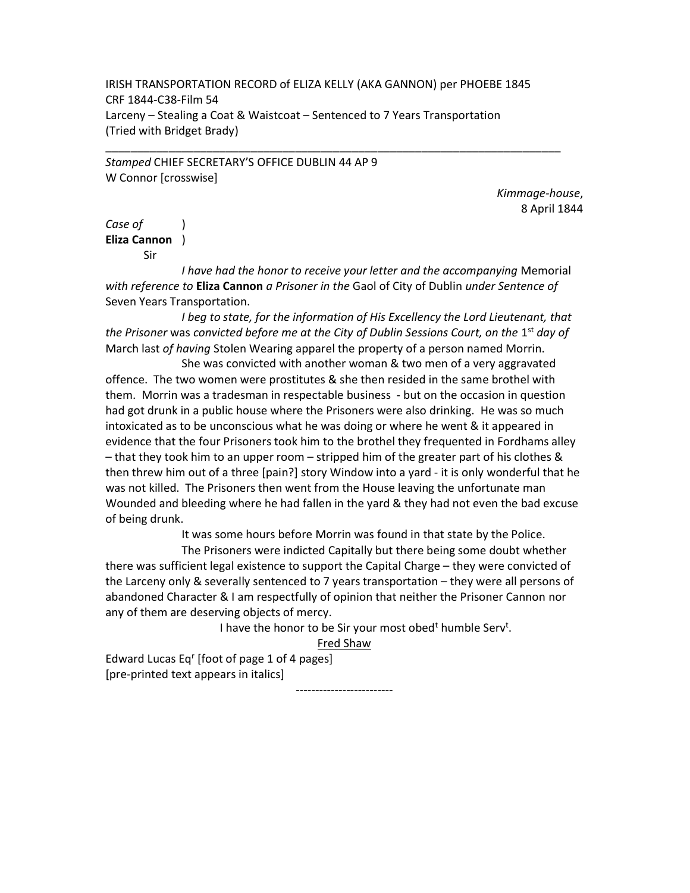IRISH TRANSPORTATION RECORD of ELIZA KELLY (AKA GANNON) per PHOEBE 1845
CRF 1844-C38-Film 54
Larceny – Stealing a Coat & Waistcoat – Sentenced to 7 Years Transportation
(Tried with Bridget Brady)

---

*Stamped* CHIEF SECRETARY'S OFFICE DUBLIN 44 AP 9
W Connor [crosswise]

*Kimmage-house*,
8 April 1844

*Case of* )
**Eliza Cannon** )

Sir

*I have had the honor to receive your letter and the accompanying* Memorial *with reference to* **Eliza Cannon** *a Prisoner in the* Gaol of City of Dublin *under Sentence of* Seven Years Transportation.

*I beg to state, for the information of His Excellency the Lord Lieutenant, that the Prisoner* was *convicted before me at the City of Dublin Sessions Court, on the* 1st *day of* March last *of having* Stolen Wearing apparel the property of a person named Morrin.

She was convicted with another woman & two men of a very aggravated offence. The two women were prostitutes & she then resided in the same brothel with them. Morrin was a tradesman in respectable business - but on the occasion in question had got drunk in a public house where the Prisoners were also drinking. He was so much intoxicated as to be unconscious what he was doing or where he went & it appeared in evidence that the four Prisoners took him to the brothel they frequented in Fordhams alley – that they took him to an upper room – stripped him of the greater part of his clothes & then threw him out of a three [pain?] story Window into a yard - it is only wonderful that he was not killed. The Prisoners then went from the House leaving the unfortunate man Wounded and bleeding where he had fallen in the yard & they had not even the bad excuse of being drunk.

It was some hours before Morrin was found in that state by the Police.

The Prisoners were indicted Capitally but there being some doubt whether there was sufficient legal existence to support the Capital Charge – they were convicted of the Larceny only & severally sentenced to 7 years transportation – they were all persons of abandoned Character & I am respectfully of opinion that neither the Prisoner Cannon nor any of them are deserving objects of mercy.

I have the honor to be Sir your most obed^t humble Serv^t.

Fred Shaw

Edward Lucas Eq^r [foot of page 1 of 4 pages]
[pre-printed text appears in italics]

-------------------------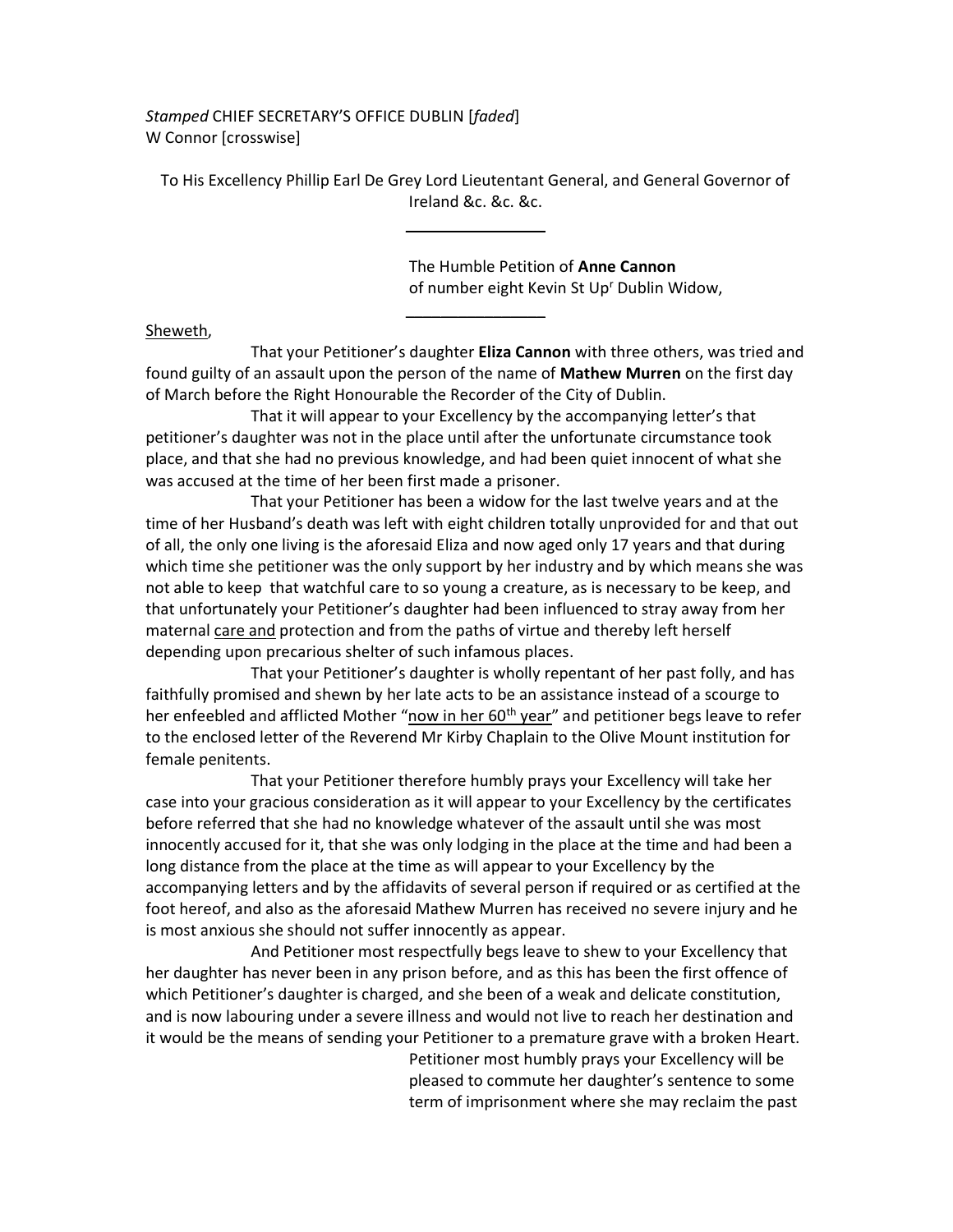*Stamped* CHIEF SECRETARY'S OFFICE DUBLIN [*faded*]
W Connor [crosswise]

To His Excellency Phillip Earl De Grey Lord Lieutentant General, and General Governor of Ireland &c. &c. &c.

---

The Humble Petition of **Anne Cannon** of number eight Kevin St Up[r] Dublin Widow,

---

Sheweth,

That your Petitioner's daughter **Eliza Cannon** with three others, was tried and found guilty of an assault upon the person of the name of **Mathew Murren** on the first day of March before the Right Honourable the Recorder of the City of Dublin.

That it will appear to your Excellency by the accompanying letter's that petitioner's daughter was not in the place until after the unfortunate circumstance took place, and that she had no previous knowledge, and had been quiet innocent of what she was accused at the time of her been first made a prisoner.

That your Petitioner has been a widow for the last twelve years and at the time of her Husband's death was left with eight children totally unprovided for and that out of all, the only one living is the aforesaid Eliza and now aged only 17 years and that during which time she petitioner was the only support by her industry and by which means she was not able to keep that watchful care to so young a creature, as is necessary to be keep, and that unfortunately your Petitioner's daughter had been influenced to stray away from her maternal care and protection and from the paths of virtue and thereby left herself depending upon precarious shelter of such infamous places.

That your Petitioner's daughter is wholly repentant of her past folly, and has faithfully promised and shewn by her late acts to be an assistance instead of a scourge to her enfeebled and afflicted Mother "now in her 60th year" and petitioner begs leave to refer to the enclosed letter of the Reverend Mr Kirby Chaplain to the Olive Mount institution for female penitents.

That your Petitioner therefore humbly prays your Excellency will take her case into your gracious consideration as it will appear to your Excellency by the certificates before referred that she had no knowledge whatever of the assault until she was most innocently accused for it, that she was only lodging in the place at the time and had been a long distance from the place at the time as will appear to your Excellency by the accompanying letters and by the affidavits of several person if required or as certified at the foot hereof, and also as the aforesaid Mathew Murren has received no severe injury and he is most anxious she should not suffer innocently as appear.

And Petitioner most respectfully begs leave to shew to your Excellency that her daughter has never been in any prison before, and as this has been the first offence of which Petitioner's daughter is charged, and she been of a weak and delicate constitution, and is now labouring under a severe illness and would not live to reach her destination and it would be the means of sending your Petitioner to a premature grave with a broken Heart.

Petitioner most humbly prays your Excellency will be pleased to commute her daughter's sentence to some term of imprisonment where she may reclaim the past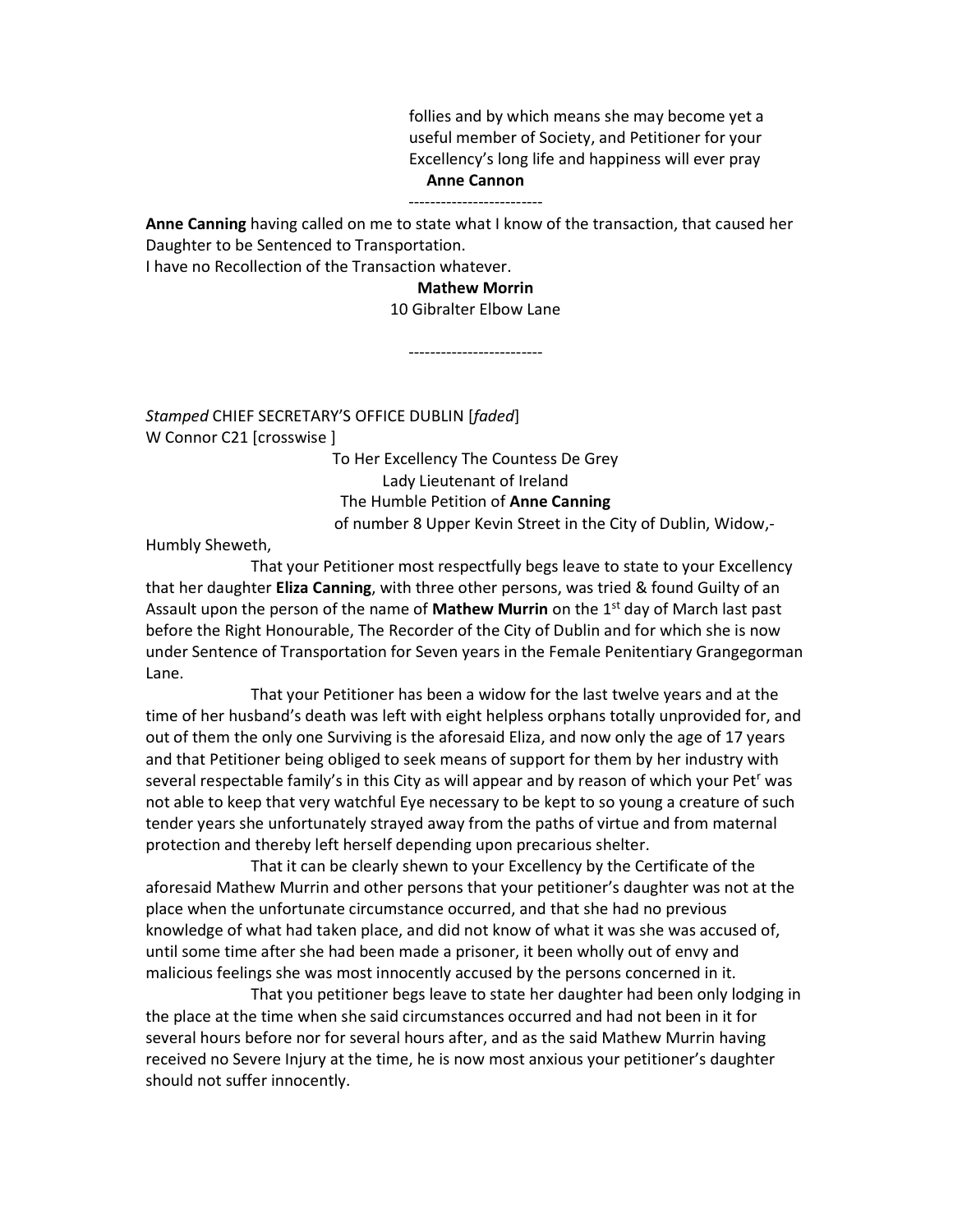follies and by which means she may become yet a useful member of Society, and Petitioner for your Excellency's long life and happiness will ever pray

**Anne Cannon**

-------------------------

**Anne Canning** having called on me to state what I know of the transaction, that caused her Daughter to be Sentenced to Transportation.

I have no Recollection of the Transaction whatever.

**Mathew Morrin**
10 Gibralter Elbow Lane

-------------------------

*Stamped* CHIEF SECRETARY'S OFFICE DUBLIN [*faded*]
W Connor C21 [crosswise ]

To Her Excellency The Countess De Grey
Lady Lieutenant of Ireland
The Humble Petition of **Anne Canning**
of number 8 Upper Kevin Street in the City of Dublin, Widow,-

Humbly Sheweth,

That your Petitioner most respectfully begs leave to state to your Excellency that her daughter **Eliza Canning**, with three other persons, was tried & found Guilty of an Assault upon the person of the name of **Mathew Murrin** on the 1st day of March last past before the Right Honourable, The Recorder of the City of Dublin and for which she is now under Sentence of Transportation for Seven years in the Female Penitentiary Grangegorman Lane.

That your Petitioner has been a widow for the last twelve years and at the time of her husband's death was left with eight helpless orphans totally unprovided for, and out of them the only one Surviving is the aforesaid Eliza, and now only the age of 17 years and that Petitioner being obliged to seek means of support for them by her industry with several respectable family's in this City as will appear and by reason of which your Petr was not able to keep that very watchful Eye necessary to be kept to so young a creature of such tender years she unfortunately strayed away from the paths of virtue and from maternal protection and thereby left herself depending upon precarious shelter.

That it can be clearly shewn to your Excellency by the Certificate of the aforesaid Mathew Murrin and other persons that your petitioner's daughter was not at the place when the unfortunate circumstance occurred, and that she had no previous knowledge of what had taken place, and did not know of what it was she was accused of, until some time after she had been made a prisoner, it been wholly out of envy and malicious feelings she was most innocently accused by the persons concerned in it.

That you petitioner begs leave to state her daughter had been only lodging in the place at the time when she said circumstances occurred and had not been in it for several hours before nor for several hours after, and as the said Mathew Murrin having received no Severe Injury at the time, he is now most anxious your petitioner's daughter should not suffer innocently.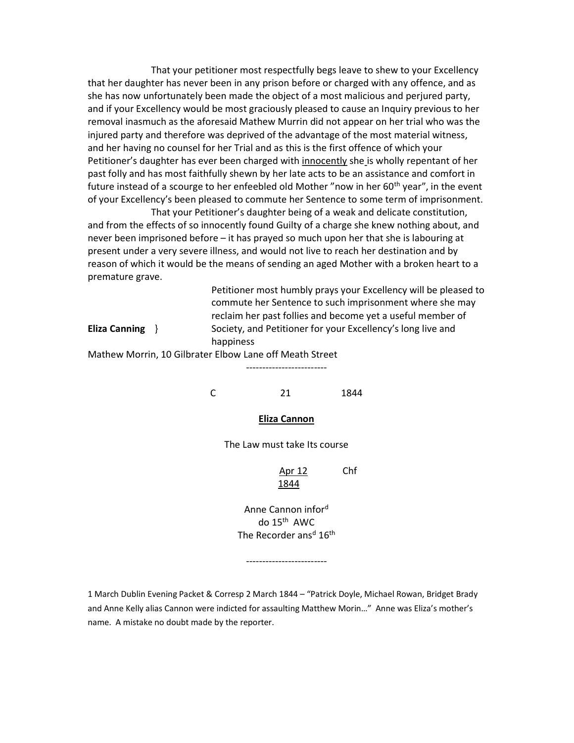That your petitioner most respectfully begs leave to shew to your Excellency that her daughter has never been in any prison before or charged with any offence, and as she has now unfortunately been made the object of a most malicious and perjured party, and if your Excellency would be most graciously pleased to cause an Inquiry previous to her removal inasmuch as the aforesaid Mathew Murrin did not appear on her trial who was the injured party and therefore was deprived of the advantage of the most material witness, and her having no counsel for her Trial and as this is the first offence of which your Petitioner's daughter has ever been charged with <u>innocently</u> she is wholly repentant of her past folly and has most faithfully shewn by her late acts to be an assistance and comfort in future instead of a scourge to her enfeebled old Mother "now in her 60th year", in the event of your Excellency's been pleased to commute her Sentence to some term of imprisonment.

That your Petitioner's daughter being of a weak and delicate constitution, and from the effects of so innocently found Guilty of a charge she knew nothing about, and never been imprisoned before – it has prayed so much upon her that she is labouring at present under a very severe illness, and would not live to reach her destination and by reason of which it would be the means of sending an aged Mother with a broken heart to a premature grave.

**Eliza Canning** } Petitioner most humbly prays your Excellency will be pleased to commute her Sentence to such imprisonment where she may reclaim her past follies and become yet a useful member of Society, and Petitioner for your Excellency's long live and happiness

Mathew Morrin, 10 Gilbrater Elbow Lane off Meath Street

-------------------------

C 21 1844

**<u>Eliza Cannon</u>**

The Law must take Its course

<u>Apr 12</u> Chf
<u>1844</u>

Anne Cannon infor[d]
do 15th AWC
The Recorder ans[d] 16th

-------------------------

1 March Dublin Evening Packet & Corresp 2 March 1844 – "Patrick Doyle, Michael Rowan, Bridget Brady and Anne Kelly alias Cannon were indicted for assaulting Matthew Morin…" Anne was Eliza's mother's name. A mistake no doubt made by the reporter.